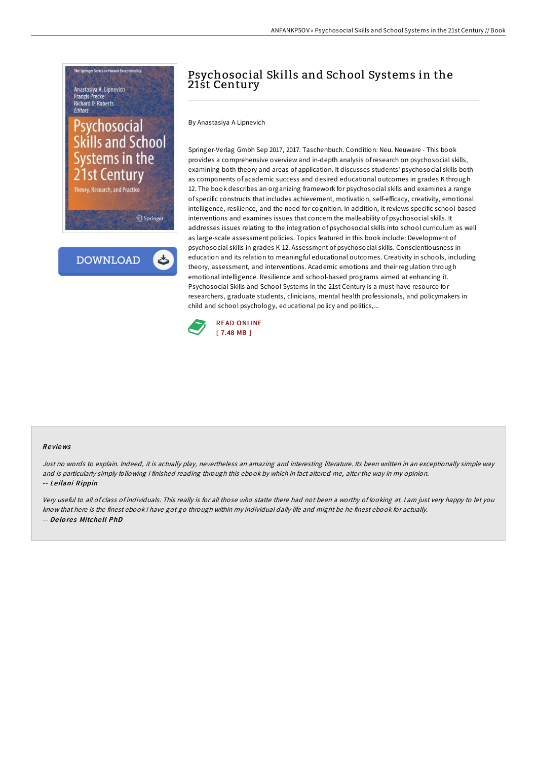# Psychosocial Skills and School Systems in the 21st Century

By Anastasiya A Lipnevich

Springer-Verlag Gmbh Sep 2017, 2017. Taschenbuch. Condition: Neu. Neuware - This book provides a comprehensive overview and in-depth analysis of research on psychosocial skills, examining both theory and areas of application. It discusses students' psychosocial skills both as components of academic success and desired educational outcomes in grades K through 12. The book describes an organizing framework for psychosocial skills and examines a range of specific constructs that includes achievement, motivation, self-efficacy, creativity, emotional intelligence, resilience, and the need for cognition. In addition, it reviews specific school-based interventions and examines issues that concern the malleability of psychosocial skills. It addresses issues relating to the integration of psychosocial skills into school curriculum as well as large-scale assessment policies. Topics featured in this book include: Development of psychosocial skills in grades K-12. Assessment of psychosocial skills. Conscientiousness in education and its relation to meaningful educational outcomes. Creativity in schools, including theory, assessment, and interventions. Academic emotions and their regulation through emotional intelligence. Resilience and school-based programs aimed at enhancing it. Psychosocial Skills and School Systems in the 21st Century is a must-have resource for researchers, graduate students, clinicians, mental health professionals, and policymakers in child and school psychology, educational policy and politics,...

READ ONLINE
[ 7.48 MB ]

## Reviews

*Just no words to explain. Indeed, it is actually play, nevertheless an amazing and interesting literature. Its been written in an exceptionally simple way and is particularly simply following i finished reading through this ebook by which in fact altered me, alter the way in my opinion.*
-- ***Leilani Rippin***

*Very useful to all of class of individuals. This really is for all those who statte there had not been a worthy of looking at. I am just very happy to let you know that here is the finest ebook i have got go through within my individual daily life and might be he finest ebook for actually.*
-- ***Delores Mitchell PhD***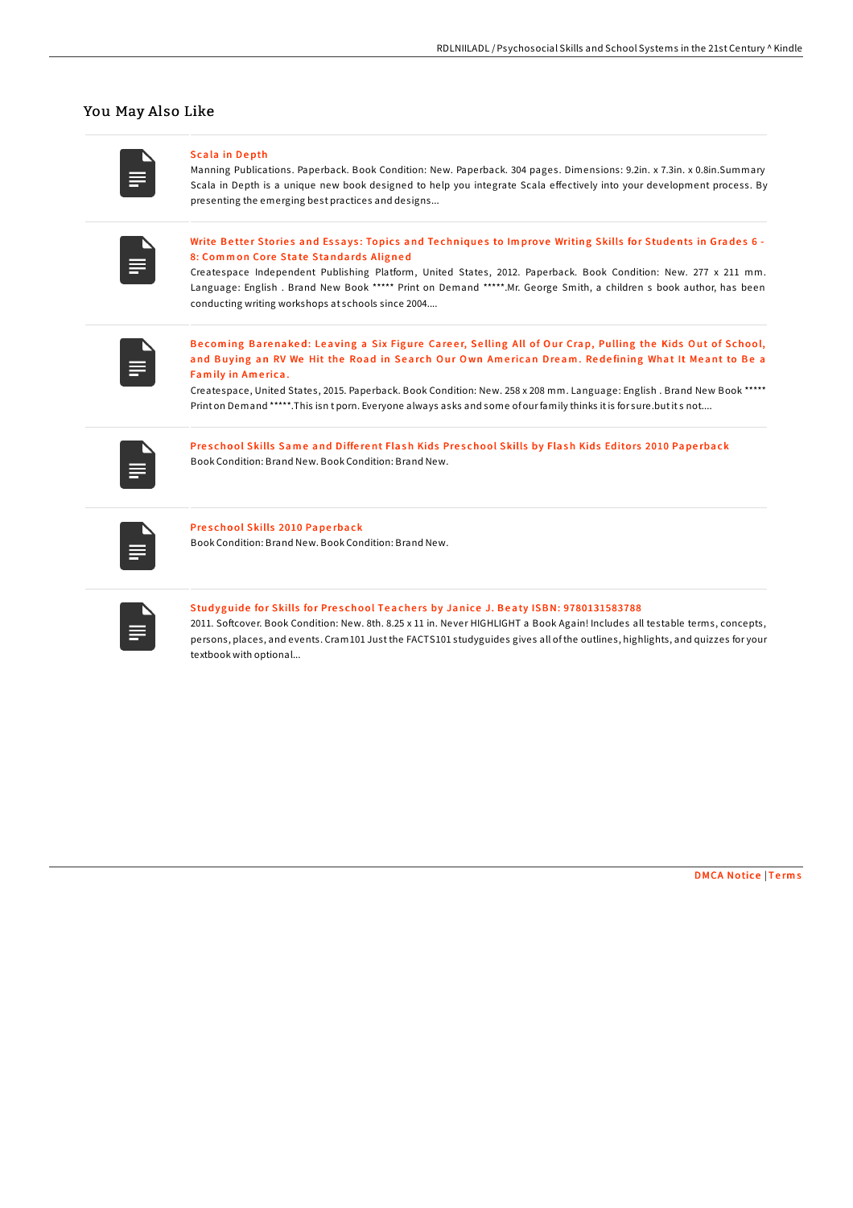## You May Also Like

### Scala in Depth

Manning Publications. Paperback. Book Condition: New. Paperback. 304 pages. Dimensions: 9.2in. x 7.3in. x 0.8in.Summary Scala in Depth is a unique new book designed to help you integrate Scala effectively into your development process. By presenting the emerging best practices and designs...

### Write Better Stories and Essays: Topics and Techniques to Improve Writing Skills for Students in Grades 6 - 8: Common Core State Standards Aligned

Createspace Independent Publishing Platform, United States, 2012. Paperback. Book Condition: New. 277 x 211 mm. Language: English . Brand New Book ***** Print on Demand *****.Mr. George Smith, a children s book author, has been conducting writing workshops at schools since 2004....

### Becoming Barenaked: Leaving a Six Figure Career, Selling All of Our Crap, Pulling the Kids Out of School, and Buying an RV We Hit the Road in Search Our Own American Dream. Redefining What It Meant to Be a Family in America.

Createspace, United States, 2015. Paperback. Book Condition: New. 258 x 208 mm. Language: English . Brand New Book ***** Print on Demand *****.This isn t porn. Everyone always asks and some of our family thinks it is for sure.but it s not....

### Preschool Skills Same and Different Flash Kids Preschool Skills by Flash Kids Editors 2010 Paperback

Book Condition: Brand New. Book Condition: Brand New.

### Preschool Skills 2010 Paperback

Book Condition: Brand New. Book Condition: Brand New.

### Studyguide for Skills for Preschool Teachers by Janice J. Beaty ISBN: 9780131583788

2011. Softcover. Book Condition: New. 8th. 8.25 x 11 in. Never HIGHLIGHT a Book Again! Includes all testable terms, concepts, persons, places, and events. Cram101 Just the FACTS101 studyguides gives all of the outlines, highlights, and quizzes for your textbook with optional...